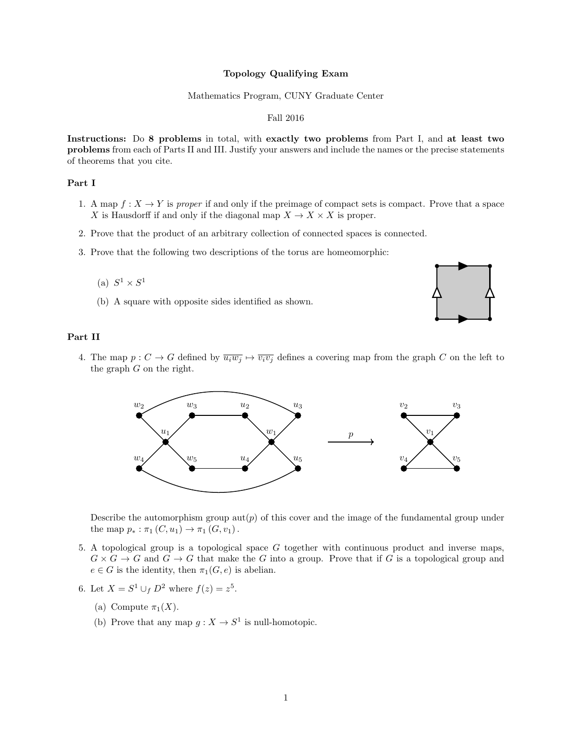**Topology Qualifying Exam**

Mathematics Program, CUNY Graduate Center

Fall 2016

**Instructions:** Do **8 problems** in total, with **exactly two problems** from Part I, and **at least two problems** from each of Parts II and III. Justify your answers and include the names or the precise statements of theorems that you cite.

## Part I

1. A map $f : X \to Y$ is *proper* if and only if the preimage of compact sets is compact. Prove that a space $X$ is Hausdorff if and only if the diagonal map $X \to X \times X$ is proper.

2. Prove that the product of an arbitrary collection of connected spaces is connected.

3. Prove that the following two descriptions of the torus are homeomorphic:

   (a) $S^1 \times S^1$

   (b) A square with opposite sides identified as shown.

## Part II

4. The map $p : C \to G$ defined by $\overline{u_i w_j} \mapsto \overline{v_i v_j}$ defines a covering map from the graph $C$ on the left to the graph $G$ on the right.

   Describe the automorphism group $\text{aut}(p)$ of this cover and the image of the fundamental group under the map $p_* : \pi_1(C, u_1) \to \pi_1(G, v_1)$.

5. A topological group is a topological space $G$ together with continuous product and inverse maps, $G \times G \to G$ and $G \to G$ that make the $G$ into a group. Prove that if $G$ is a topological group and $e \in G$ is the identity, then $\pi_1(G, e)$ is abelian.

6. Let $X = S^1 \cup_f D^2$ where $f(z) = z^5$.

   (a) Compute $\pi_1(X)$.

   (b) Prove that any map $g : X \to S^1$ is null-homotopic.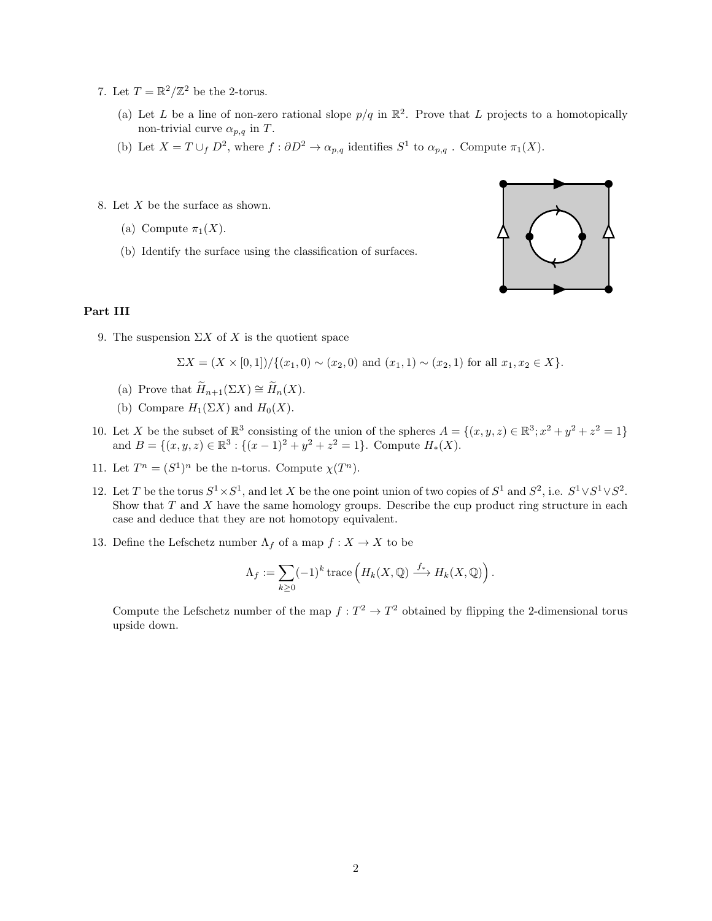7. Let $T = \mathbb{R}^2/\mathbb{Z}^2$ be the 2-torus.

   (a) Let $L$ be a line of non-zero rational slope $p/q$ in $\mathbb{R}^2$. Prove that $L$ projects to a homotopically non-trivial curve $\alpha_{p,q}$ in $T$.

   (b) Let $X = T \cup_f D^2$, where $f : \partial D^2 \to \alpha_{p,q}$ identifies $S^1$ to $\alpha_{p,q}$ . Compute $\pi_1(X)$.

8. Let $X$ be the surface as shown.

   (a) Compute $\pi_1(X)$.

   (b) Identify the surface using the classification of surfaces.

## Part III

9. The suspension $\Sigma X$ of $X$ is the quotient space

$$\Sigma X = (X \times [0,1])/\{(x_1, 0) \sim (x_2, 0) \text{ and } (x_1, 1) \sim (x_2, 1) \text{ for all } x_1, x_2 \in X\}.$$

   (a) Prove that $\widetilde{H}_{n+1}(\Sigma X) \cong \widetilde{H}_n(X)$.

   (b) Compare $H_1(\Sigma X)$ and $H_0(X)$.

10. Let $X$ be the subset of $\mathbb{R}^3$ consisting of the union of the spheres $A = \{(x, y, z) \in \mathbb{R}^3; x^2 + y^2 + z^2 = 1\}$ and $B = \{(x, y, z) \in \mathbb{R}^3 : \{(x - 1)^2 + y^2 + z^2 = 1\}$. Compute $H_*(X)$.

11. Let $T^n = (S^1)^n$ be the n-torus. Compute $\chi(T^n)$.

12. Let $T$ be the torus $S^1 \times S^1$, and let $X$ be the one point union of two copies of $S^1$ and $S^2$, i.e. $S^1 \vee S^1 \vee S^2$. Show that $T$ and $X$ have the same homology groups. Describe the cup product ring structure in each case and deduce that they are not homotopy equivalent.

13. Define the Lefschetz number $\Lambda_f$ of a map $f : X \to X$ to be

$$\Lambda_f := \sum_{k \geq 0} (-1)^k \operatorname{trace}\left( H_k(X, \mathbb{Q}) \xrightarrow{f_*} H_k(X, \mathbb{Q}) \right).$$

Compute the Lefschetz number of the map $f : T^2 \to T^2$ obtained by flipping the 2-dimensional torus upside down.